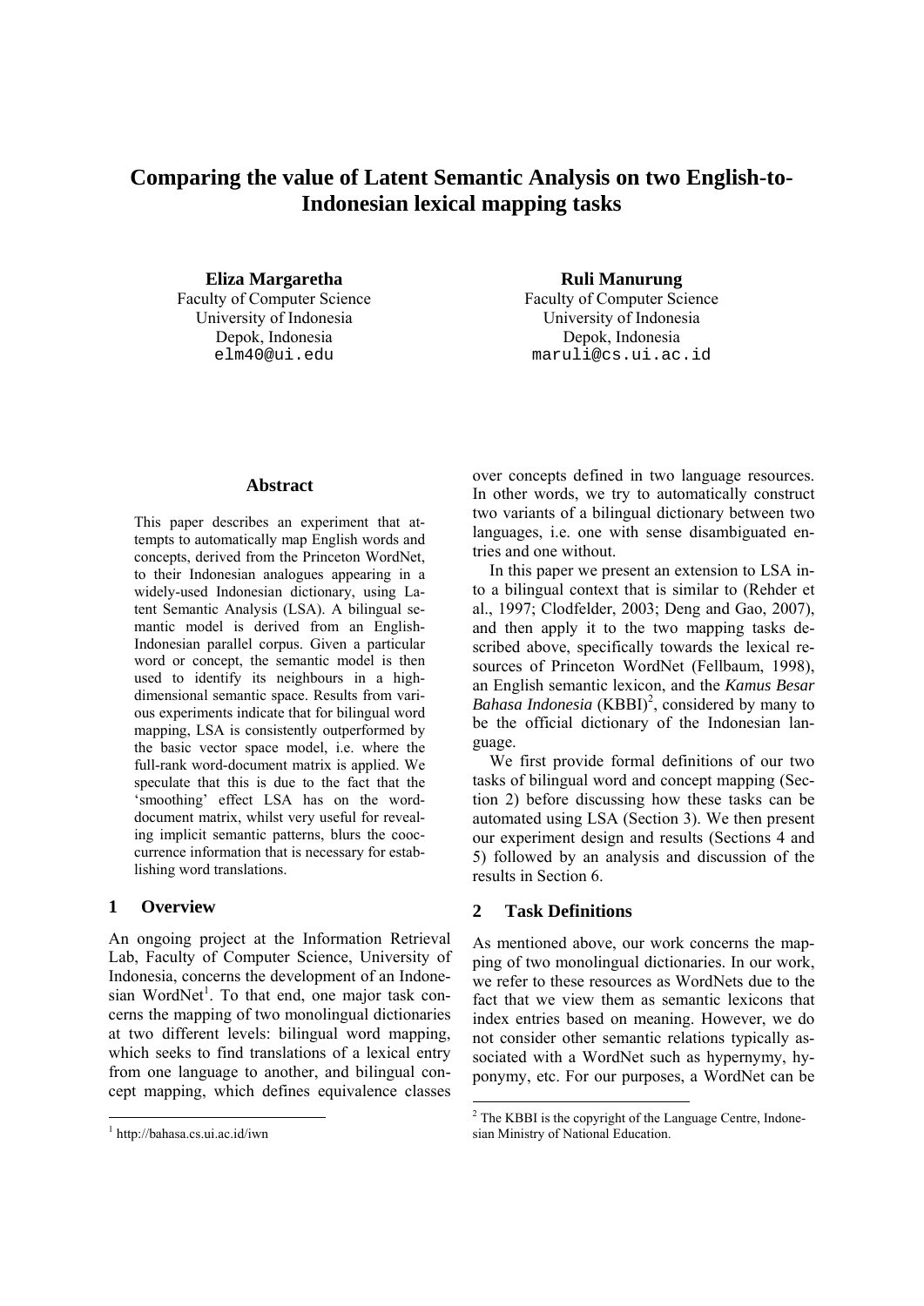# Comparing the value of Latent Semantic Analysis on two English-to-Indonesian lexical mapping tasks

**Eliza Margaretha**
Faculty of Computer Science
University of Indonesia
Depok, Indonesia
elm40@ui.edu

**Ruli Manurung**
Faculty of Computer Science
University of Indonesia
Depok, Indonesia
maruli@cs.ui.ac.id

## Abstract

This paper describes an experiment that attempts to automatically map English words and concepts, derived from the Princeton WordNet, to their Indonesian analogues appearing in a widely-used Indonesian dictionary, using Latent Semantic Analysis (LSA). A bilingual semantic model is derived from an English-Indonesian parallel corpus. Given a particular word or concept, the semantic model is then used to identify its neighbours in a high-dimensional semantic space. Results from various experiments indicate that for bilingual word mapping, LSA is consistently outperformed by the basic vector space model, i.e. where the full-rank word-document matrix is applied. We speculate that this is due to the fact that the 'smoothing' effect LSA has on the word-document matrix, whilst very useful for revealing implicit semantic patterns, blurs the cooccurrence information that is necessary for establishing word translations.

## 1 Overview

An ongoing project at the Information Retrieval Lab, Faculty of Computer Science, University of Indonesia, concerns the development of an Indonesian WordNet[1]. To that end, one major task concerns the mapping of two monolingual dictionaries at two different levels: bilingual word mapping, which seeks to find translations of a lexical entry from one language to another, and bilingual concept mapping, which defines equivalence classes over concepts defined in two language resources. In other words, we try to automatically construct two variants of a bilingual dictionary between two languages, i.e. one with sense disambiguated entries and one without.

In this paper we present an extension to LSA into a bilingual context that is similar to (Rehder et al., 1997; Clodfelder, 2003; Deng and Gao, 2007), and then apply it to the two mapping tasks described above, specifically towards the lexical resources of Princeton WordNet (Fellbaum, 1998), an English semantic lexicon, and the *Kamus Besar Bahasa Indonesia* (KBBI)[2], considered by many to be the official dictionary of the Indonesian language.

We first provide formal definitions of our two tasks of bilingual word and concept mapping (Section 2) before discussing how these tasks can be automated using LSA (Section 3). We then present our experiment design and results (Sections 4 and 5) followed by an analysis and discussion of the results in Section 6.

## 2 Task Definitions

As mentioned above, our work concerns the mapping of two monolingual dictionaries. In our work, we refer to these resources as WordNets due to the fact that we view them as semantic lexicons that index entries based on meaning. However, we do not consider other semantic relations typically associated with a WordNet such as hypernymy, hyponymy, etc. For our purposes, a WordNet can be

[1] http://bahasa.cs.ui.ac.id/iwn

[2] The KBBI is the copyright of the Language Centre, Indonesian Ministry of National Education.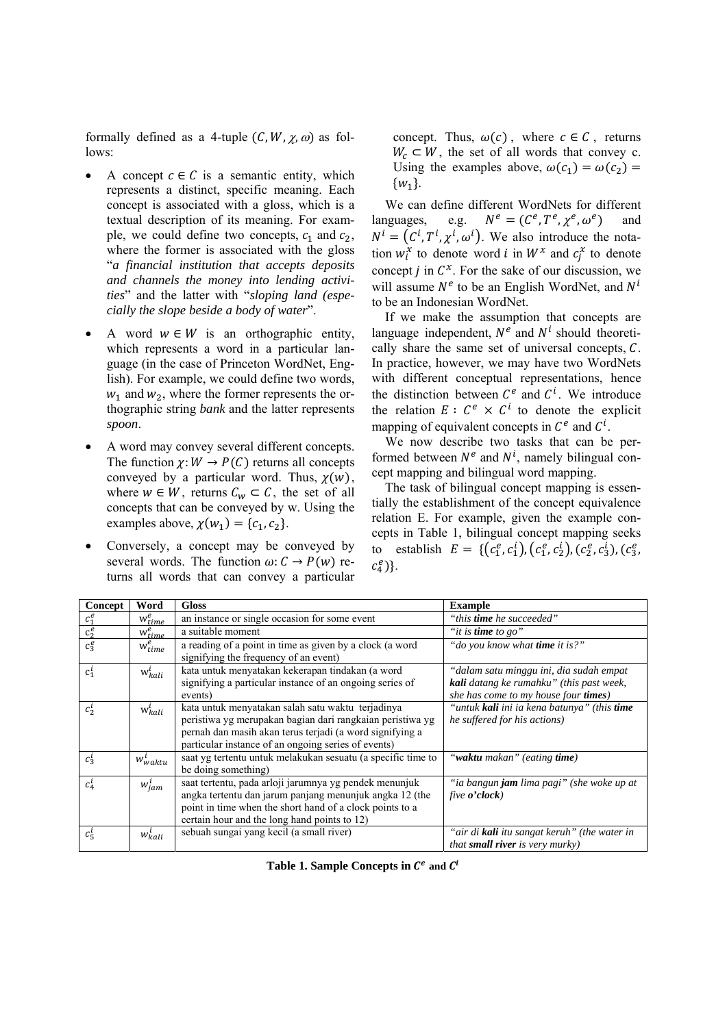formally defined as a 4-tuple $(C, W, \chi, \omega)$ as follows:

- A concept $c \in C$ is a semantic entity, which represents a distinct, specific meaning. Each concept is associated with a gloss, which is a textual description of its meaning. For example, we could define two concepts, $c_1$ and $c_2$, where the former is associated with the gloss "*a financial institution that accepts deposits and channels the money into lending activities*" and the latter with "*sloping land (especially the slope beside a body of water*".
- A word $w \in W$ is an orthographic entity, which represents a word in a particular language (in the case of Princeton WordNet, English). For example, we could define two words, $w_1$ and $w_2$, where the former represents the orthographic string *bank* and the latter represents *spoon*.
- A word may convey several different concepts. The function $\chi: W \rightarrow P(C)$ returns all concepts conveyed by a particular word. Thus, $\chi(w)$, where $w \in W$, returns $C_w \subset C$, the set of all concepts that can be conveyed by w. Using the examples above, $\chi(w_1) = \{c_1, c_2\}$.
- Conversely, a concept may be conveyed by several words. The function $\omega: C \rightarrow P(w)$ returns all words that can convey a particular concept. Thus, $\omega(c)$, where $c \in C$, returns $W_c \subset W$, the set of all words that convey c. Using the examples above, $\omega(c_1) = \omega(c_2) = \{w_1\}$.

We can define different WordNets for different languages, e.g. $N^e = (C^e, T^e, \chi^e, \omega^e)$ and $N^i = (C^i, T^i, \chi^i, \omega^i)$. We also introduce the notation $w_i^x$ to denote word $i$ in $W^x$ and $c_j^x$ to denote concept $j$ in $C^x$. For the sake of our discussion, we will assume $N^e$ to be an English WordNet, and $N^i$ to be an Indonesian WordNet.

If we make the assumption that concepts are language independent, $N^e$ and $N^i$ should theoretically share the same set of universal concepts, $C$. In practice, however, we may have two WordNets with different conceptual representations, hence the distinction between $C^e$ and $C^i$. We introduce the relation $E : C^e \times C^i$ to denote the explicit mapping of equivalent concepts in $C^e$ and $C^i$.

We now describe two tasks that can be performed between $N^e$ and $N^i$, namely bilingual concept mapping and bilingual word mapping.

The task of bilingual concept mapping is essentially the establishment of the concept equivalence relation E. For example, given the example concepts in Table 1, bilingual concept mapping seeks to establish $E = \{(c_1^e, c_1^i), (c_1^e, c_2^i), (c_2^e, c_3^i), (c_3^e, c_4^e)\}$.

| Concept | Word | Gloss | Example |
|---|---|---|---|
| $c_1^e$ | $w_{time}^e$ | an instance or single occasion for some event | *"this **time** he succeeded"* |
| $c_2^e$ | $w_{time}^e$ | a suitable moment | *"it is **time** to go"* |
| $c_3^e$ | $w_{time}^e$ | a reading of a point in time as given by a clock (a word signifying the frequency of an event) | *"do you know what **time** it is?"* |
| $c_1^i$ | $w_{kali}^i$ | kata untuk menyatakan kekerapan tindakan (a word signifying a particular instance of an ongoing series of events) | *"dalam satu minggu ini, dia sudah empat **kali** datang ke rumahku" (this past week, she has come to my house four **times**)* |
| $c_2^i$ | $w_{kali}^i$ | kata untuk menyatakan salah satu waktu terjadinya peristiwa yg merupakan bagian dari rangkaian peristiwa yg pernah dan masih akan terus terjadi (a word signifying a particular instance of an ongoing series of events) | *"untuk **kali** ini ia kena batunya" (this **time** he suffered for his actions)* |
| $c_3^i$ | $w_{waktu}^i$ | saat yg tertentu untuk melakukan sesuatu (a specific time to be doing something) | *"**waktu** makan" (eating **time**)* |
| $c_4^i$ | $w_{jam}^i$ | saat tertentu, pada arloji jarumnya yg pendek menunjuk angka tertentu dan jarum panjang menunjuk angka 12 (the point in time when the short hand of a clock points to a certain hour and the long hand points to 12) | *"ia bangun **jam** lima pagi" (she woke up at five **o'clock**)* |
| $c_5^i$ | $w_{kali}^i$ | sebuah sungai yang kecil (a small river) | *"air di **kali** itu sangat keruh" (the water in that **small river** is very murky)* |

**Table 1. Sample Concepts in $C^e$ and $C^i$**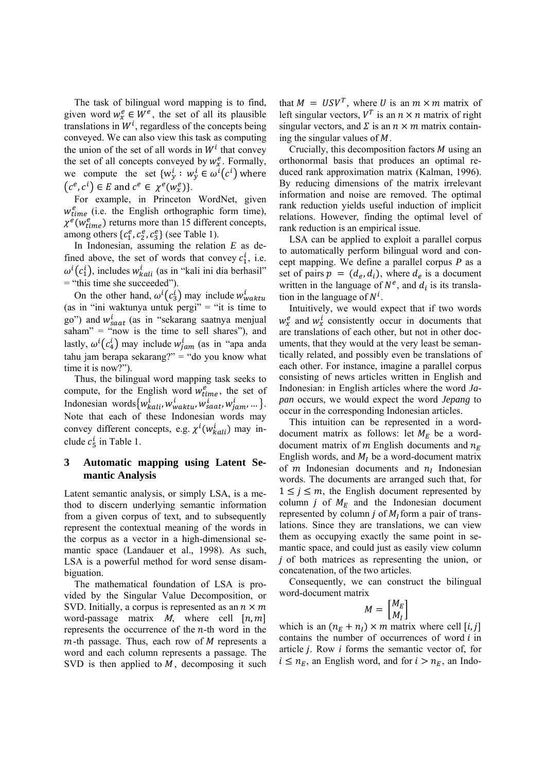The task of bilingual word mapping is to find, given word $w_x^e \in W^e$, the set of all its plausible translations in $W^i$, regardless of the concepts being conveyed. We can also view this task as computing the union of the set of all words in $W^i$ that convey the set of all concepts conveyed by $w_x^e$. Formally, we compute the set $\{w_y^i : w_y^i \in \omega^i(c^i)$ where $(c^e, c^i) \in E$ and $c^e \in \chi^e(w_x^e)\}$.

For example, in Princeton WordNet, given $w_{time}^e$ (i.e. the English orthographic form time), $\chi^e(w_{time}^e)$ returns more than 15 different concepts, among others $\{c_1^e, c_2^e, c_3^e\}$ (see Table 1).

In Indonesian, assuming the relation $E$ as defined above, the set of words that convey $c_1^i$, i.e. $\omega^i(c_1^i)$, includes $w_{kali}^i$ (as in "kali ini dia berhasil" = "this time she succeeded").

On the other hand, $\omega^i(c_3^i)$ may include $w_{waktu}^i$ (as in "ini waktunya untuk pergi" = "it is time to go") and $w_{saat}^i$ (as in "sekarang saatnya menjual saham" = "now is the time to sell shares"), and lastly, $\omega^i(c_4^i)$ may include $w_{jam}^i$ (as in "apa anda tahu jam berapa sekarang?" = "do you know what time it is now?").

Thus, the bilingual word mapping task seeks to compute, for the English word $w_{time}^e$, the set of Indonesian words $\{w_{kali}^i, w_{waktu}^i, w_{saat}^i, w_{jam}^i, \ldots\}$. Note that each of these Indonesian words may convey different concepts, e.g. $\chi^i(w_{kali}^i)$ may include $c_5^i$ in Table 1.

## 3 Automatic mapping using Latent Semantic Analysis

Latent semantic analysis, or simply LSA, is a method to discern underlying semantic information from a given corpus of text, and to subsequently represent the contextual meaning of the words in the corpus as a vector in a high-dimensional semantic space (Landauer et al., 1998). As such, LSA is a powerful method for word sense disambiguation.

The mathematical foundation of LSA is provided by the Singular Value Decomposition, or SVD. Initially, a corpus is represented as an $n \times m$ word-passage matrix $M$, where cell $[n, m]$ represents the occurrence of the $n$-th word in the $m$-th passage. Thus, each row of $M$ represents a word and each column represents a passage. The SVD is then applied to $M$, decomposing it such that $M = USV^T$, where $U$ is an $m \times m$ matrix of left singular vectors, $V^T$ is an $n \times n$ matrix of right singular vectors, and $\Sigma$ is an $n \times m$ matrix containing the singular values of $M$.

Crucially, this decomposition factors $M$ using an orthonormal basis that produces an optimal reduced rank approximation matrix (Kalman, 1996). By reducing dimensions of the matrix irrelevant information and noise are removed. The optimal rank reduction yields useful induction of implicit relations. However, finding the optimal level of rank reduction is an empirical issue.

LSA can be applied to exploit a parallel corpus to automatically perform bilingual word and concept mapping. We define a parallel corpus $P$ as a set of pairs $p = (d_e, d_i)$, where $d_e$ is a document written in the language of $N^e$, and $d_i$ is its translation in the language of $N^i$.

Intuitively, we would expect that if two words $w_x^e$ and $w_x^i$ consistently occur in documents that are translations of each other, but not in other documents, that they would at the very least be semantically related, and possibly even be translations of each other. For instance, imagine a parallel corpus consisting of news articles written in English and Indonesian: in English articles where the word *Japan* occurs, we would expect the word *Jepang* to occur in the corresponding Indonesian articles.

This intuition can be represented in a word-document matrix as follows: let $M_E$ be a word-document matrix of $m$ English documents and $n_E$ English words, and $M_I$ be a word-document matrix of $m$ Indonesian documents and $n_I$ Indonesian words. The documents are arranged such that, for $1 \leq j \leq m$, the English document represented by column $j$ of $M_E$ and the Indonesian document represented by column $j$ of $M_I$ form a pair of translations. Since they are translations, we can view them as occupying exactly the same point in semantic space, and could just as easily view column $j$ of both matrices as representing the union, or concatenation, of the two articles.

Consequently, we can construct the bilingual word-document matrix

$$M = \begin{bmatrix} M_E \\ M_I \end{bmatrix}$$

which is an $(n_E + n_I) \times m$ matrix where cell $[i, j]$ contains the number of occurrences of word $i$ in article $j$. Row $i$ forms the semantic vector of, for $i \leq n_E$, an English word, and for $i > n_E$, an Indo-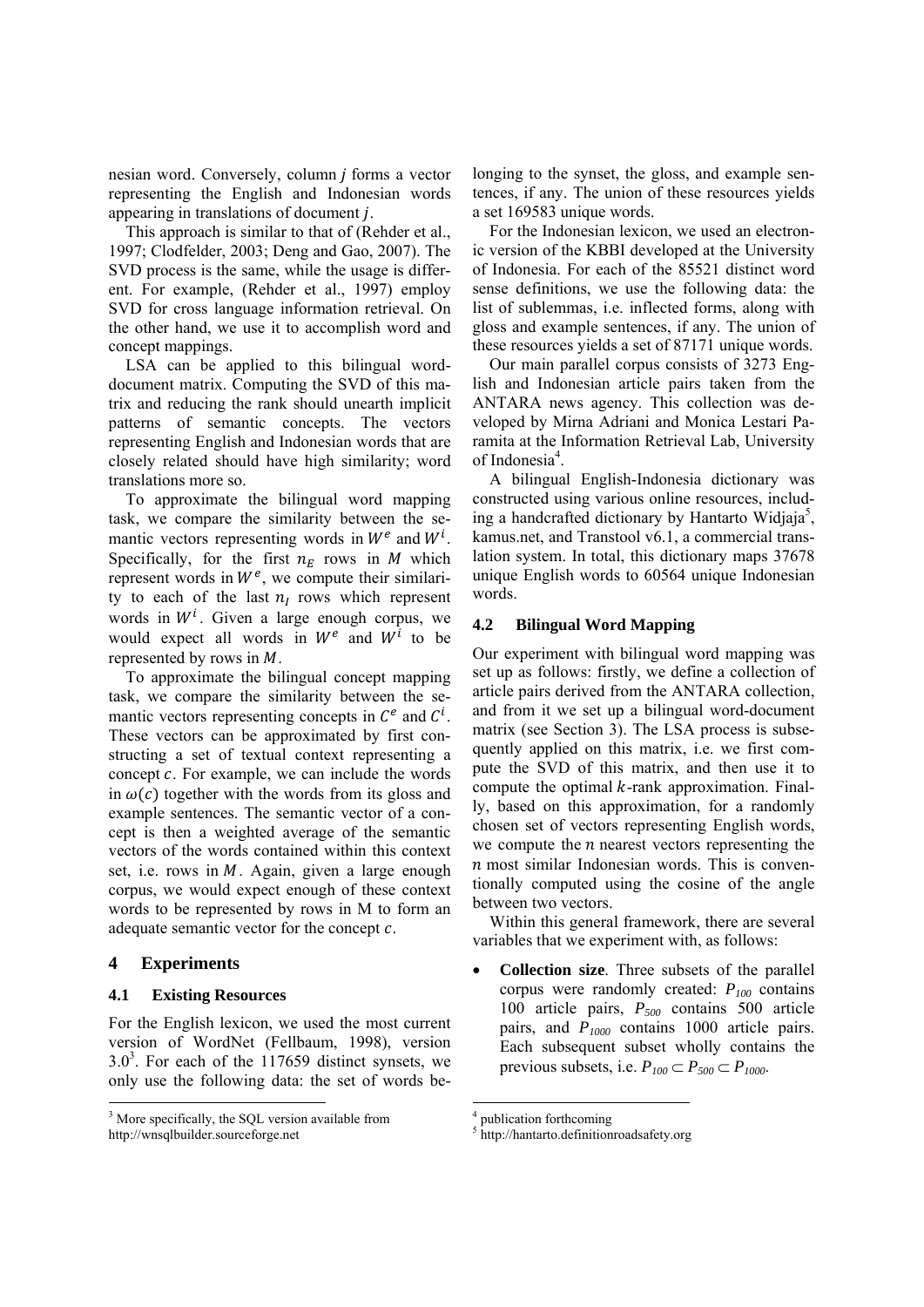nesian word. Conversely, column $j$ forms a vector representing the English and Indonesian words appearing in translations of document $j$.

This approach is similar to that of (Rehder et al., 1997; Clodfelder, 2003; Deng and Gao, 2007). The SVD process is the same, while the usage is different. For example, (Rehder et al., 1997) employ SVD for cross language information retrieval. On the other hand, we use it to accomplish word and concept mappings.

LSA can be applied to this bilingual word-document matrix. Computing the SVD of this matrix and reducing the rank should unearth implicit patterns of semantic concepts. The vectors representing English and Indonesian words that are closely related should have high similarity; word translations more so.

To approximate the bilingual word mapping task, we compare the similarity between the semantic vectors representing words in $W^e$ and $W^i$. Specifically, for the first $n_E$ rows in $M$ which represent words in $W^e$, we compute their similarity to each of the last $n_I$ rows which represent words in $W^i$. Given a large enough corpus, we would expect all words in $W^e$ and $W^i$ to be represented by rows in $M$.

To approximate the bilingual concept mapping task, we compare the similarity between the semantic vectors representing concepts in $C^e$ and $C^i$. These vectors can be approximated by first constructing a set of textual context representing a concept $c$. For example, we can include the words in $\omega(c)$ together with the words from its gloss and example sentences. The semantic vector of a concept is then a weighted average of the semantic vectors of the words contained within this context set, i.e. rows in $M$. Again, given a large enough corpus, we would expect enough of these context words to be represented by rows in M to form an adequate semantic vector for the concept $c$.

## 4 Experiments

### 4.1 Existing Resources

For the English lexicon, we used the most current version of WordNet (Fellbaum, 1998), version 3.0[3]. For each of the 117659 distinct synsets, we only use the following data: the set of words belonging to the synset, the gloss, and example sentences, if any. The union of these resources yields a set 169583 unique words.

For the Indonesian lexicon, we used an electronic version of the KBBI developed at the University of Indonesia. For each of the 85521 distinct word sense definitions, we use the following data: the list of sublemmas, i.e. inflected forms, along with gloss and example sentences, if any. The union of these resources yields a set of 87171 unique words.

Our main parallel corpus consists of 3273 English and Indonesian article pairs taken from the ANTARA news agency. This collection was developed by Mirna Adriani and Monica Lestari Paramita at the Information Retrieval Lab, University of Indonesia[4].

A bilingual English-Indonesia dictionary was constructed using various online resources, including a handcrafted dictionary by Hantarto Widjaja[5], kamus.net, and Transtool v6.1, a commercial translation system. In total, this dictionary maps 37678 unique English words to 60564 unique Indonesian words.

### 4.2 Bilingual Word Mapping

Our experiment with bilingual word mapping was set up as follows: firstly, we define a collection of article pairs derived from the ANTARA collection, and from it we set up a bilingual word-document matrix (see Section 3). The LSA process is subsequently applied on this matrix, i.e. we first compute the SVD of this matrix, and then use it to compute the optimal $k$-rank approximation. Finally, based on this approximation, for a randomly chosen set of vectors representing English words, we compute the $n$ nearest vectors representing the $n$ most similar Indonesian words. This is conventionally computed using the cosine of the angle between two vectors.

Within this general framework, there are several variables that we experiment with, as follows:

- **Collection size**. Three subsets of the parallel corpus were randomly created: $P_{100}$ contains 100 article pairs, $P_{500}$ contains 500 article pairs, and $P_{1000}$ contains 1000 article pairs. Each subsequent subset wholly contains the previous subsets, i.e. $P_{100} \subset P_{500} \subset P_{1000}$.

---

[3] More specifically, the SQL version available from http://wnsqlbuilder.sourceforge.net

[4] publication forthcoming

[5] http://hantarto.definitionroadsafety.org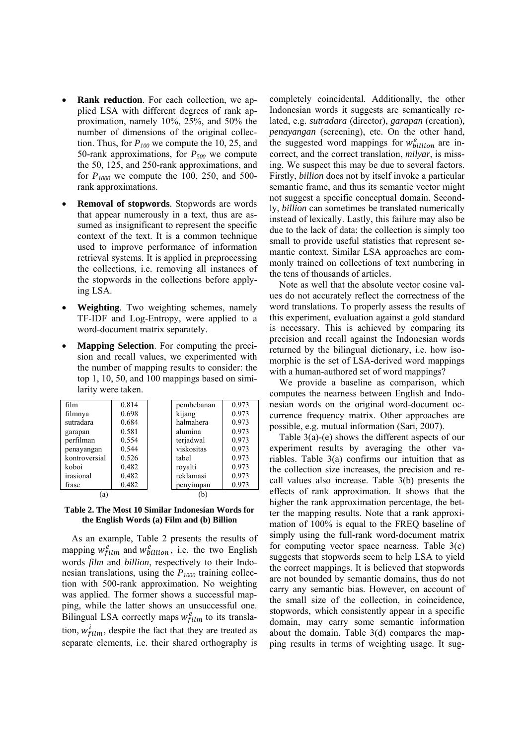- **Rank reduction**. For each collection, we applied LSA with different degrees of rank approximation, namely 10%, 25%, and 50% the number of dimensions of the original collection. Thus, for $P_{100}$ we compute the 10, 25, and 50-rank approximations, for $P_{500}$ we compute the 50, 125, and 250-rank approximations, and for $P_{1000}$ we compute the 100, 250, and 500-rank approximations.
- **Removal of stopwords**. Stopwords are words that appear numerously in a text, thus are assumed as insignificant to represent the specific context of the text. It is a common technique used to improve performance of information retrieval systems. It is applied in preprocessing the collections, i.e. removing all instances of the stopwords in the collections before applying LSA.
- **Weighting**. Two weighting schemes, namely TF-IDF and Log-Entropy, were applied to a word-document matrix separately.
- **Mapping Selection**. For computing the precision and recall values, we experimented with the number of mapping results to consider: the top 1, 10, 50, and 100 mappings based on similarity were taken.

| (a) | | (b) | |
|---|---|---|---|
| film | 0.814 | pembebanan | 0.973 |
| filmnya | 0.698 | kijang | 0.973 |
| sutradara | 0.684 | halmahera | 0.973 |
| garapan | 0.581 | alumina | 0.973 |
| perfilman | 0.554 | terjadwal | 0.973 |
| penayangan | 0.544 | viskositas | 0.973 |
| kontroversial | 0.526 | tabel | 0.973 |
| koboi | 0.482 | royalti | 0.973 |
| irasional | 0.482 | reklamasi | 0.973 |
| frase | 0.482 | penyimpan | 0.973 |

**Table 2. The Most 10 Similar Indonesian Words for the English Words (a) Film and (b) Billion**

As an example, Table 2 presents the results of mapping $w^e_{film}$ and $w^e_{billion}$, i.e. the two English words *film* and *billion*, respectively to their Indonesian translations, using the $P_{1000}$ training collection with 500-rank approximation. No weighting was applied. The former shows a successful mapping, while the latter shows an unsuccessful one. Bilingual LSA correctly maps $w^e_{film}$ to its translation, $w^i_{film}$, despite the fact that they are treated as separate elements, i.e. their shared orthography is completely coincidental. Additionally, the other Indonesian words it suggests are semantically related, e.g. *sutradara* (director), *garapan* (creation), *penayangan* (screening), etc. On the other hand, the suggested word mappings for $w^e_{billion}$ are incorrect, and the correct translation, *milyar*, is missing. We suspect this may be due to several factors. Firstly, *billion* does not by itself invoke a particular semantic frame, and thus its semantic vector might not suggest a specific conceptual domain. Secondly, *billion* can sometimes be translated numerically instead of lexically. Lastly, this failure may also be due to the lack of data: the collection is simply too small to provide useful statistics that represent semantic context. Similar LSA approaches are commonly trained on collections of text numbering in the tens of thousands of articles.

Note as well that the absolute vector cosine values do not accurately reflect the correctness of the word translations. To properly assess the results of this experiment, evaluation against a gold standard is necessary. This is achieved by comparing its precision and recall against the Indonesian words returned by the bilingual dictionary, i.e. how isomorphic is the set of LSA-derived word mappings with a human-authored set of word mappings?

We provide a baseline as comparison, which computes the nearness between English and Indonesian words on the original word-document occurrence frequency matrix. Other approaches are possible, e.g. mutual information (Sari, 2007).

Table 3(a)-(e) shows the different aspects of our experiment results by averaging the other variables. Table 3(a) confirms our intuition that as the collection size increases, the precision and recall values also increase. Table 3(b) presents the effects of rank approximation. It shows that the higher the rank approximation percentage, the better the mapping results. Note that a rank approximation of 100% is equal to the FREQ baseline of simply using the full-rank word-document matrix for computing vector space nearness. Table 3(c) suggests that stopwords seem to help LSA to yield the correct mappings. It is believed that stopwords are not bounded by semantic domains, thus do not carry any semantic bias. However, on account of the small size of the collection, in coincidence, stopwords, which consistently appear in a specific domain, may carry some semantic information about the domain. Table 3(d) compares the mapping results in terms of weighting usage. It sug-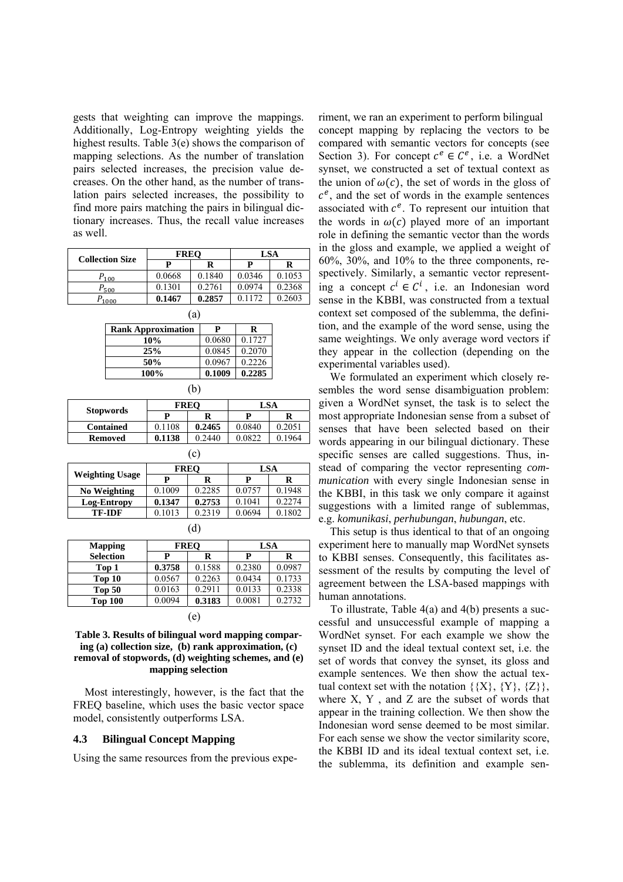gests that weighting can improve the mappings. Additionally, Log-Entropy weighting yields the highest results. Table 3(e) shows the comparison of mapping selections. As the number of translation pairs selected increases, the precision value decreases. On the other hand, as the number of translation pairs selected increases, the possibility to find more pairs matching the pairs in bilingual dictionary increases. Thus, the recall value increases as well.

| Collection Size | FREQ | | LSA | |
|---|---|---|---|---|
| | P | R | P | R |
| $P_{100}$ | 0.0668 | 0.1840 | 0.0346 | 0.1053 |
| $P_{500}$ | 0.1301 | 0.2761 | 0.0974 | 0.2368 |
| $P_{1000}$ | **0.1467** | **0.2857** | 0.1172 | 0.2603 |

(a)

| Rank Approximation | P | R |
|---|---|---|
| 10% | 0.0680 | 0.1727 |
| 25% | 0.0845 | 0.2070 |
| 50% | 0.0967 | 0.2226 |
| 100% | **0.1009** | **0.2285** |

(b)

| Stopwords | FREQ | | LSA | |
|---|---|---|---|---|
| | P | R | P | R |
| Contained | 0.1108 | **0.2465** | 0.0840 | 0.2051 |
| Removed | **0.1138** | 0.2440 | 0.0822 | 0.1964 |

(c)

| Weighting Usage | FREQ | | LSA | |
|---|---|---|---|---|
| | P | R | P | R |
| No Weighting | 0.1009 | 0.2285 | 0.0757 | 0.1948 |
| Log-Entropy | **0.1347** | **0.2753** | 0.1041 | 0.2274 |
| TF-IDF | 0.1013 | 0.2319 | 0.0694 | 0.1802 |

(d)

| Mapping Selection | FREQ | | LSA | |
|---|---|---|---|---|
| | P | R | P | R |
| Top 1 | **0.3758** | 0.1588 | 0.2380 | 0.0987 |
| Top 10 | 0.0567 | 0.2263 | 0.0434 | 0.1733 |
| Top 50 | 0.0163 | 0.2911 | 0.0133 | 0.2338 |
| Top 100 | 0.0094 | **0.3183** | 0.0081 | 0.2732 |

(e)

**Table 3. Results of bilingual word mapping comparing (a) collection size, (b) rank approximation, (c) removal of stopwords, (d) weighting schemes, and (e) mapping selection**

Most interestingly, however, is the fact that the FREQ baseline, which uses the basic vector space model, consistently outperforms LSA.

### 4.3 Bilingual Concept Mapping

Using the same resources from the previous experiment, we ran an experiment to perform bilingual concept mapping by replacing the vectors to be compared with semantic vectors for concepts (see Section 3). For concept $c^e \in C^e$, i.e. a WordNet synset, we constructed a set of textual context as the union of $\omega(c)$, the set of words in the gloss of $c^e$, and the set of words in the example sentences associated with $c^e$. To represent our intuition that the words in $\omega(c)$ played more of an important role in defining the semantic vector than the words in the gloss and example, we applied a weight of 60%, 30%, and 10% to the three components, respectively. Similarly, a semantic vector representing a concept $c^i \in C^i$, i.e. an Indonesian word sense in the KBBI, was constructed from a textual context set composed of the sublemma, the definition, and the example of the word sense, using the same weightings. We only average word vectors if they appear in the collection (depending on the experimental variables used).

We formulated an experiment which closely resembles the word sense disambiguation problem: given a WordNet synset, the task is to select the most appropriate Indonesian sense from a subset of senses that have been selected based on their words appearing in our bilingual dictionary. These specific senses are called suggestions. Thus, instead of comparing the vector representing *communication* with every single Indonesian sense in the KBBI, in this task we only compare it against suggestions with a limited range of sublemmas, e.g. *komunikasi*, *perhubungan*, *hubungan*, etc.

This setup is thus identical to that of an ongoing experiment here to manually map WordNet synsets to KBBI senses. Consequently, this facilitates assessment of the results by computing the level of agreement between the LSA-based mappings with human annotations.

To illustrate, Table 4(a) and 4(b) presents a successful and unsuccessful example of mapping a WordNet synset. For each example we show the synset ID and the ideal textual context set, i.e. the set of words that convey the synset, its gloss and example sentences. We then show the actual textual context set with the notation {{X}, {Y}, {Z}}, where X, Y , and Z are the subset of words that appear in the training collection. We then show the Indonesian word sense deemed to be most similar. For each sense we show the vector similarity score, the KBBI ID and its ideal textual context set, i.e. the sublemma, its definition and example sen-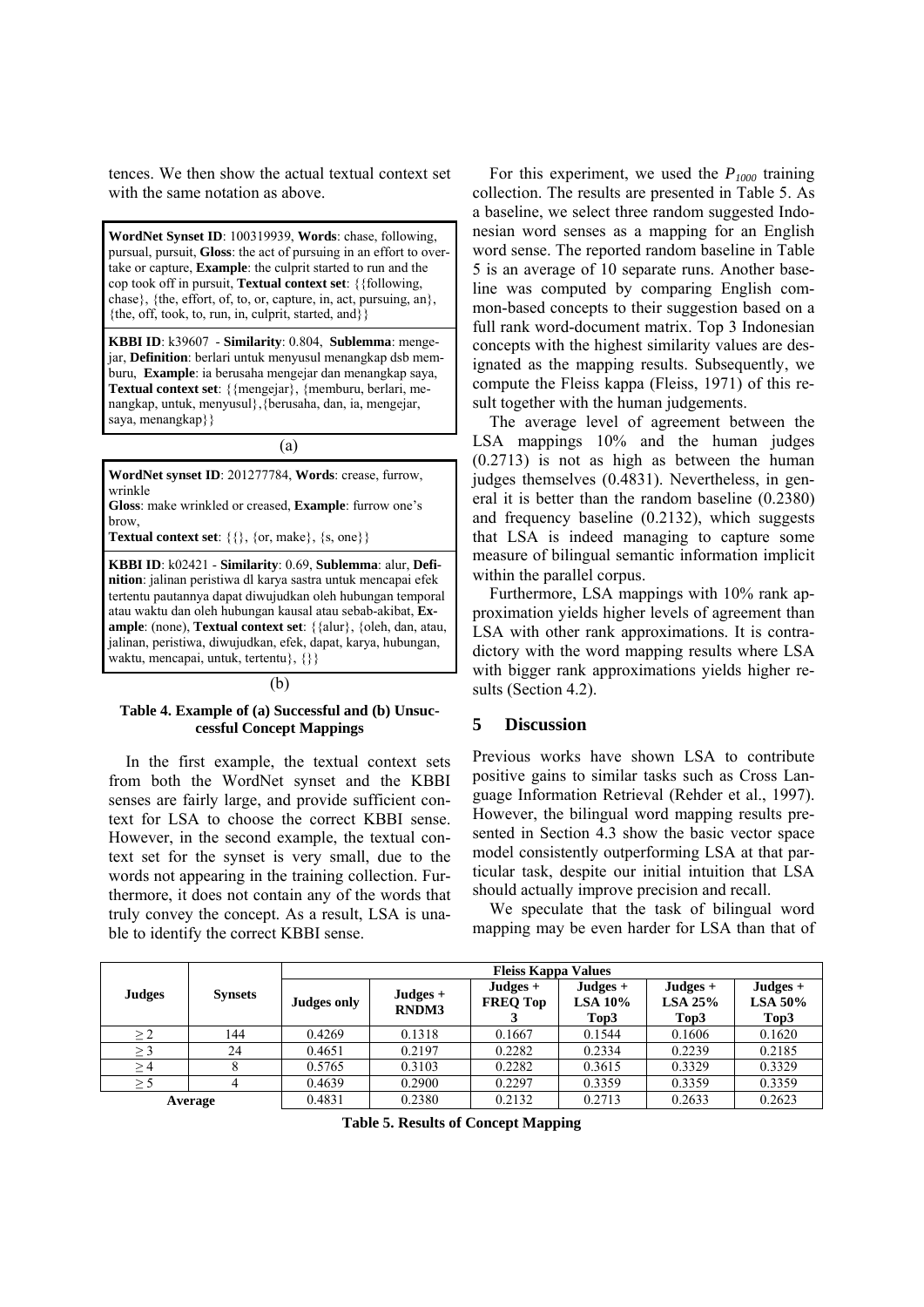tences. We then show the actual textual context set with the same notation as above.

**WordNet Synset ID**: 100319939, **Words**: chase, following, pursual, pursuit, **Gloss**: the act of pursuing in an effort to overtake or capture, **Example**: the culprit started to run and the cop took off in pursuit, **Textual context set**: {{following, chase}, {the, effort, of, to, or, capture, in, act, pursuing, an}, {the, off, took, to, run, in, culprit, started, and}}

**KBBI ID**: k39607 - **Similarity**: 0.804, **Sublemma**: mengejar, **Definition**: berlari untuk menyusul menangkap dsb memburu, **Example**: ia berusaha mengejar dan menangkap saya, **Textual context set**: {{mengejar}, {memburu, berlari, menangkap, untuk, menyusul},{berusaha, dan, ia, mengejar, saya, menangkap}}

(a)

**WordNet synset ID**: 201277784, **Words**: crease, furrow, wrinkle
**Gloss**: make wrinkled or creased, **Example**: furrow one's brow,
**Textual context set**: {{}, {or, make}, {s, one}}

**KBBI ID**: k02421 - **Similarity**: 0.69, **Sublemma**: alur, **Definition**: jalinan peristiwa dl karya sastra untuk mencapai efek tertentu pautannya dapat diwujudkan oleh hubungan temporal atau waktu dan oleh hubungan kausal atau sebab-akibat, **Example**: (none), **Textual context set**: {{alur}, {oleh, dan, atau, jalinan, peristiwa, diwujudkan, efek, dapat, karya, hubungan, waktu, mencapai, untuk, tertentu}, {}}

(b)

**Table 4. Example of (a) Successful and (b) Unsuccessful Concept Mappings**

In the first example, the textual context sets from both the WordNet synset and the KBBI senses are fairly large, and provide sufficient context for LSA to choose the correct KBBI sense. However, in the second example, the textual context set for the synset is very small, due to the words not appearing in the training collection. Furthermore, it does not contain any of the words that truly convey the concept. As a result, LSA is unable to identify the correct KBBI sense.

For this experiment, we used the $P_{1000}$ training collection. The results are presented in Table 5. As a baseline, we select three random suggested Indonesian word senses as a mapping for an English word sense. The reported random baseline in Table 5 is an average of 10 separate runs. Another baseline was computed by comparing English common-based concepts to their suggestion based on a full rank word-document matrix. Top 3 Indonesian concepts with the highest similarity values are designated as the mapping results. Subsequently, we compute the Fleiss kappa (Fleiss, 1971) of this result together with the human judgements.

The average level of agreement between the LSA mappings 10% and the human judges (0.2713) is not as high as between the human judges themselves (0.4831). Nevertheless, in general it is better than the random baseline (0.2380) and frequency baseline (0.2132), which suggests that LSA is indeed managing to capture some measure of bilingual semantic information implicit within the parallel corpus.

Furthermore, LSA mappings with 10% rank approximation yields higher levels of agreement than LSA with other rank approximations. It is contradictory with the word mapping results where LSA with bigger rank approximations yields higher results (Section 4.2).

## 5 Discussion

Previous works have shown LSA to contribute positive gains to similar tasks such as Cross Language Information Retrieval (Rehder et al., 1997). However, the bilingual word mapping results presented in Section 4.3 show the basic vector space model consistently outperforming LSA at that particular task, despite our initial intuition that LSA should actually improve precision and recall.

We speculate that the task of bilingual word mapping may be even harder for LSA than that of

| Judges | Synsets | Fleiss Kappa Values | | | | | |
|---|---|---|---|---|---|---|---|
| | | Judges only | Judges + RNDM3 | Judges + FREQ Top 3 | Judges + LSA 10% Top3 | Judges + LSA 25% Top3 | Judges + LSA 50% Top3 |
| ≥ 2 | 144 | 0.4269 | 0.1318 | 0.1667 | 0.1544 | 0.1606 | 0.1620 |
| ≥ 3 | 24 | 0.4651 | 0.2197 | 0.2282 | 0.2334 | 0.2239 | 0.2185 |
| ≥ 4 | 8 | 0.5765 | 0.3103 | 0.2282 | 0.3615 | 0.3329 | 0.3329 |
| ≥ 5 | 4 | 0.4639 | 0.2900 | 0.2297 | 0.3359 | 0.3359 | 0.3359 |
| Average | | 0.4831 | 0.2380 | 0.2132 | 0.2713 | 0.2633 | 0.2623 |

**Table 5. Results of Concept Mapping**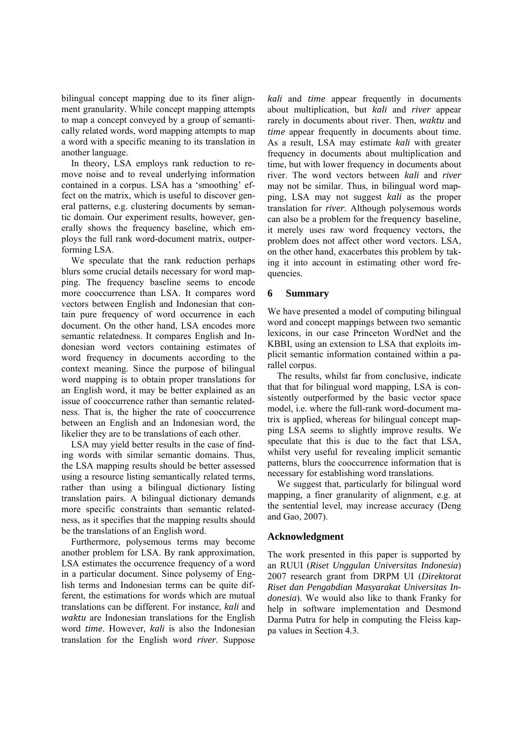bilingual concept mapping due to its finer alignment granularity. While concept mapping attempts to map a concept conveyed by a group of semantically related words, word mapping attempts to map a word with a specific meaning to its translation in another language.

In theory, LSA employs rank reduction to remove noise and to reveal underlying information contained in a corpus. LSA has a 'smoothing' effect on the matrix, which is useful to discover general patterns, e.g. clustering documents by semantic domain. Our experiment results, however, generally shows the frequency baseline, which employs the full rank word-document matrix, outperforming LSA.

We speculate that the rank reduction perhaps blurs some crucial details necessary for word mapping. The frequency baseline seems to encode more cooccurrence than LSA. It compares word vectors between English and Indonesian that contain pure frequency of word occurrence in each document. On the other hand, LSA encodes more semantic relatedness. It compares English and Indonesian word vectors containing estimates of word frequency in documents according to the context meaning. Since the purpose of bilingual word mapping is to obtain proper translations for an English word, it may be better explained as an issue of cooccurrence rather than semantic relatedness. That is, the higher the rate of cooccurrence between an English and an Indonesian word, the likelier they are to be translations of each other.

LSA may yield better results in the case of finding words with similar semantic domains. Thus, the LSA mapping results should be better assessed using a resource listing semantically related terms, rather than using a bilingual dictionary listing translation pairs. A bilingual dictionary demands more specific constraints than semantic relatedness, as it specifies that the mapping results should be the translations of an English word.

Furthermore, polysemous terms may become another problem for LSA. By rank approximation, LSA estimates the occurrence frequency of a word in a particular document. Since polysemy of English terms and Indonesian terms can be quite different, the estimations for words which are mutual translations can be different. For instance, *kali* and *waktu* are Indonesian translations for the English word *time*. However, *kali* is also the Indonesian translation for the English word *river*. Suppose *kali* and *time* appear frequently in documents about multiplication, but *kali* and *river* appear rarely in documents about river. Then, *waktu* and *time* appear frequently in documents about time. As a result, LSA may estimate *kali* with greater frequency in documents about multiplication and time, but with lower frequency in documents about river. The word vectors between *kali* and *river* may not be similar. Thus, in bilingual word mapping, LSA may not suggest *kali* as the proper translation for *river*. Although polysemous words can also be a problem for the frequency baseline, it merely uses raw word frequency vectors, the problem does not affect other word vectors. LSA, on the other hand, exacerbates this problem by taking it into account in estimating other word frequencies.

## 6 Summary

We have presented a model of computing bilingual word and concept mappings between two semantic lexicons, in our case Princeton WordNet and the KBBI, using an extension to LSA that exploits implicit semantic information contained within a parallel corpus.

The results, whilst far from conclusive, indicate that that for bilingual word mapping, LSA is consistently outperformed by the basic vector space model, i.e. where the full-rank word-document matrix is applied, whereas for bilingual concept mapping LSA seems to slightly improve results. We speculate that this is due to the fact that LSA, whilst very useful for revealing implicit semantic patterns, blurs the cooccurrence information that is necessary for establishing word translations.

We suggest that, particularly for bilingual word mapping, a finer granularity of alignment, e.g. at the sentential level, may increase accuracy (Deng and Gao, 2007).

## Acknowledgment

The work presented in this paper is supported by an RUUI (*Riset Unggulan Universitas Indonesia*) 2007 research grant from DRPM UI (*Direktorat Riset dan Pengabdian Masyarakat Universitas Indonesia*). We would also like to thank Franky for help in software implementation and Desmond Darma Putra for help in computing the Fleiss kappa values in Section 4.3.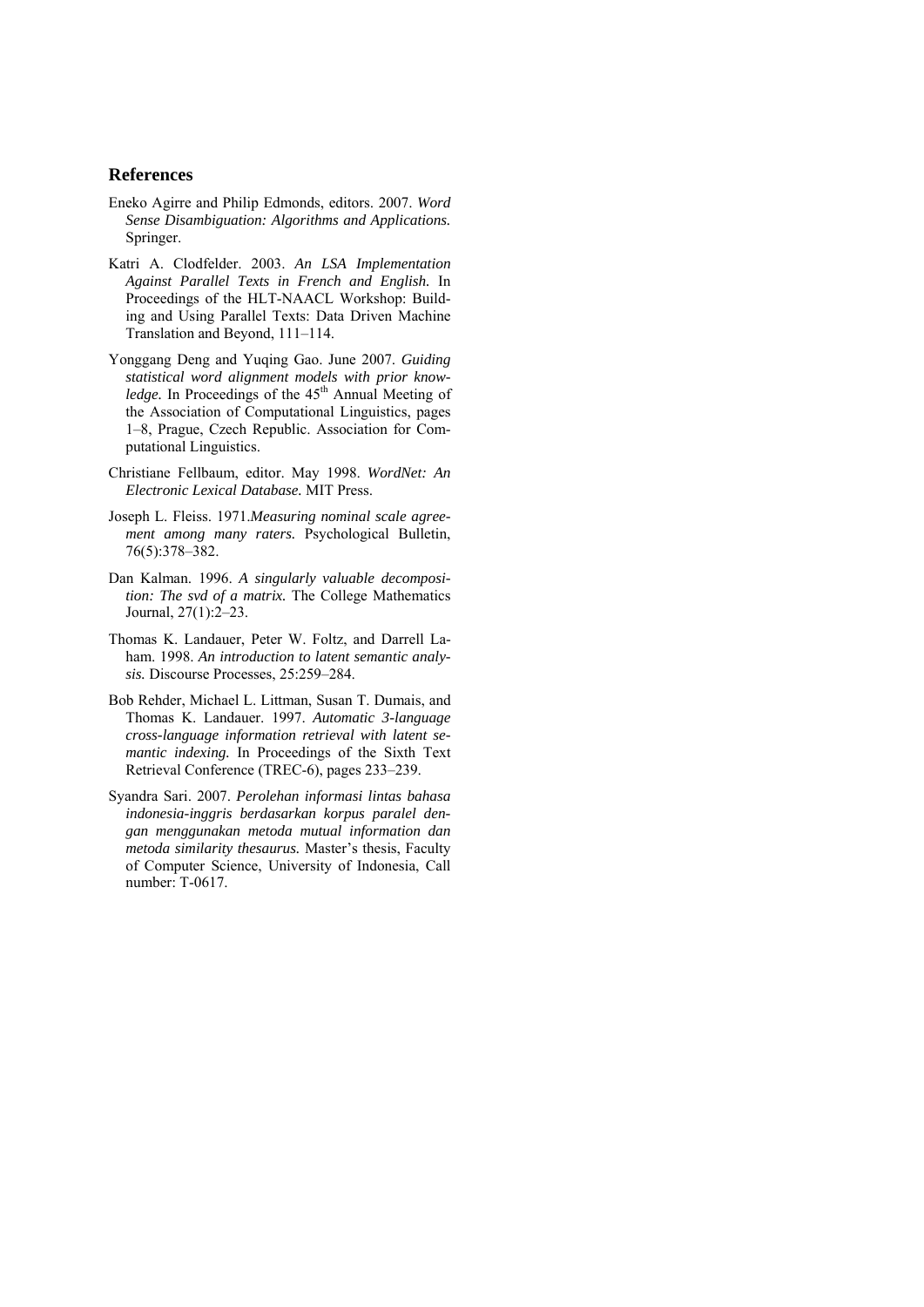## References

Eneko Agirre and Philip Edmonds, editors. 2007. *Word Sense Disambiguation: Algorithms and Applications.* Springer.

Katri A. Clodfelder. 2003. *An LSA Implementation Against Parallel Texts in French and English.* In Proceedings of the HLT-NAACL Workshop: Building and Using Parallel Texts: Data Driven Machine Translation and Beyond, 111–114.

Yonggang Deng and Yuqing Gao. June 2007. *Guiding statistical word alignment models with prior knowledge.* In Proceedings of the 45th Annual Meeting of the Association of Computational Linguistics, pages 1–8, Prague, Czech Republic. Association for Computational Linguistics.

Christiane Fellbaum, editor. May 1998. *WordNet: An Electronic Lexical Database.* MIT Press.

Joseph L. Fleiss. 1971.*Measuring nominal scale agreement among many raters.* Psychological Bulletin, 76(5):378–382.

Dan Kalman. 1996. *A singularly valuable decomposition: The svd of a matrix.* The College Mathematics Journal, 27(1):2–23.

Thomas K. Landauer, Peter W. Foltz, and Darrell Laham. 1998. *An introduction to latent semantic analysis.* Discourse Processes, 25:259–284.

Bob Rehder, Michael L. Littman, Susan T. Dumais, and Thomas K. Landauer. 1997. *Automatic 3-language cross-language information retrieval with latent semantic indexing.* In Proceedings of the Sixth Text Retrieval Conference (TREC-6), pages 233–239.

Syandra Sari. 2007. *Perolehan informasi lintas bahasa indonesia-inggris berdasarkan korpus paralel dengan menggunakan metoda mutual information dan metoda similarity thesaurus.* Master's thesis, Faculty of Computer Science, University of Indonesia, Call number: T-0617.